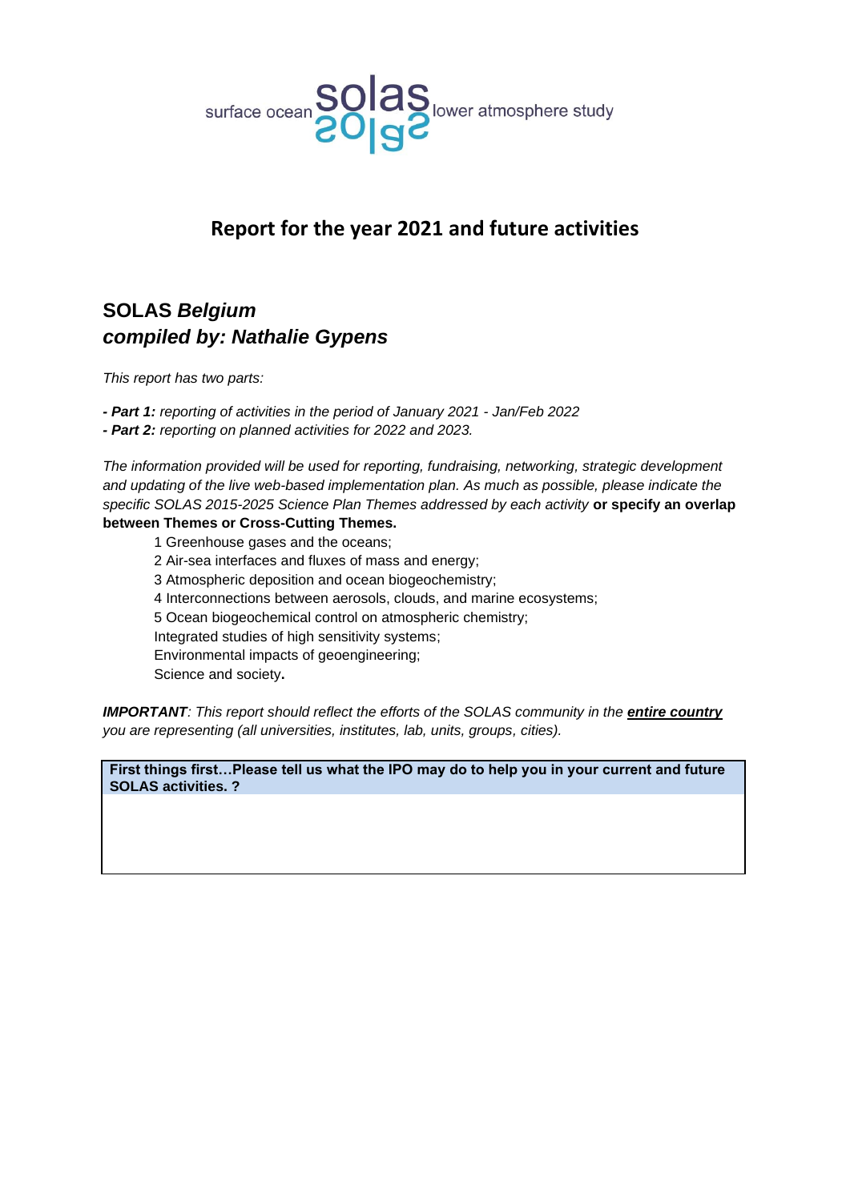surface ocean **solas** lower atmosphere study

# Report for the year 2021 and future activities

## SOLAS *Belgium*
## *compiled by: Nathalie Gypens*

*This report has two parts:*

***- Part 1:** reporting of activities in the period of January 2021 - Jan/Feb 2022*
***- Part 2:** reporting on planned activities for 2022 and 2023.*

*The information provided will be used for reporting, fundraising, networking, strategic development and updating of the live web-based implementation plan. As much as possible, please indicate the specific SOLAS 2015-2025 Science Plan Themes addressed by each activity* **or specify an overlap between Themes or Cross-Cutting Themes.**

1 Greenhouse gases and the oceans;
2 Air-sea interfaces and fluxes of mass and energy;
3 Atmospheric deposition and ocean biogeochemistry;
4 Interconnections between aerosols, clouds, and marine ecosystems;
5 Ocean biogeochemical control on atmospheric chemistry;
Integrated studies of high sensitivity systems;
Environmental impacts of geoengineering;
Science and society**.**

***IMPORTANT**: This report should reflect the efforts of the SOLAS community in the **entire country** you are representing (all universities, institutes, lab, units, groups, cities).*

| **First things first…Please tell us what the IPO may do to help you in your current and future SOLAS activities. ?** |
| --- |
| |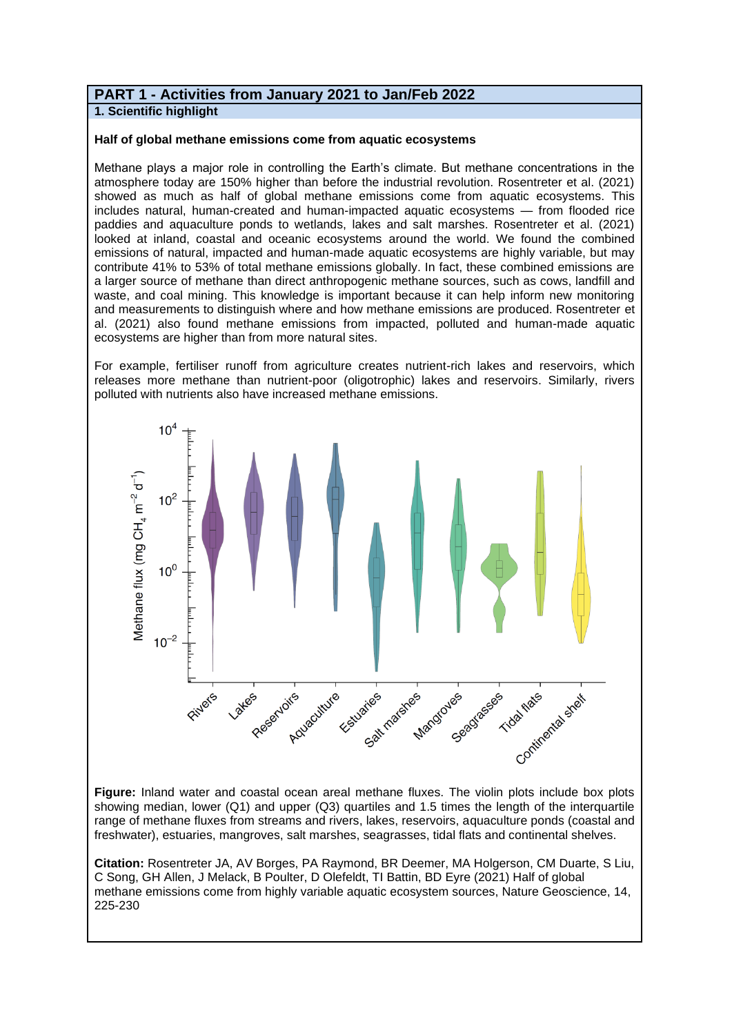## PART 1 - Activities from January 2021 to Jan/Feb 2022

### 1. Scientific highlight

**Half of global methane emissions come from aquatic ecosystems**

Methane plays a major role in controlling the Earth's climate. But methane concentrations in the atmosphere today are 150% higher than before the industrial revolution. Rosentreter et al. (2021) showed as much as half of global methane emissions come from aquatic ecosystems. This includes natural, human-created and human-impacted aquatic ecosystems — from flooded rice paddies and aquaculture ponds to wetlands, lakes and salt marshes. Rosentreter et al. (2021) looked at inland, coastal and oceanic ecosystems around the world. We found the combined emissions of natural, impacted and human-made aquatic ecosystems are highly variable, but may contribute 41% to 53% of total methane emissions globally. In fact, these combined emissions are a larger source of methane than direct anthropogenic methane sources, such as cows, landfill and waste, and coal mining. This knowledge is important because it can help inform new monitoring and measurements to distinguish where and how methane emissions are produced. Rosentreter et al. (2021) also found methane emissions from impacted, polluted and human-made aquatic ecosystems are higher than from more natural sites.

For example, fertiliser runoff from agriculture creates nutrient-rich lakes and reservoirs, which releases more methane than nutrient-poor (oligotrophic) lakes and reservoirs. Similarly, rivers polluted with nutrients also have increased methane emissions.

**Figure:** Inland water and coastal ocean areal methane fluxes. The violin plots include box plots showing median, lower (Q1) and upper (Q3) quartiles and 1.5 times the length of the interquartile range of methane fluxes from streams and rivers, lakes, reservoirs, aquaculture ponds (coastal and freshwater), estuaries, mangroves, salt marshes, seagrasses, tidal flats and continental shelves.

**Citation:** Rosentreter JA, AV Borges, PA Raymond, BR Deemer, MA Holgerson, CM Duarte, S Liu, C Song, GH Allen, J Melack, B Poulter, D Olefeldt, TI Battin, BD Eyre (2021) Half of global methane emissions come from highly variable aquatic ecosystem sources, Nature Geoscience, 14, 225-230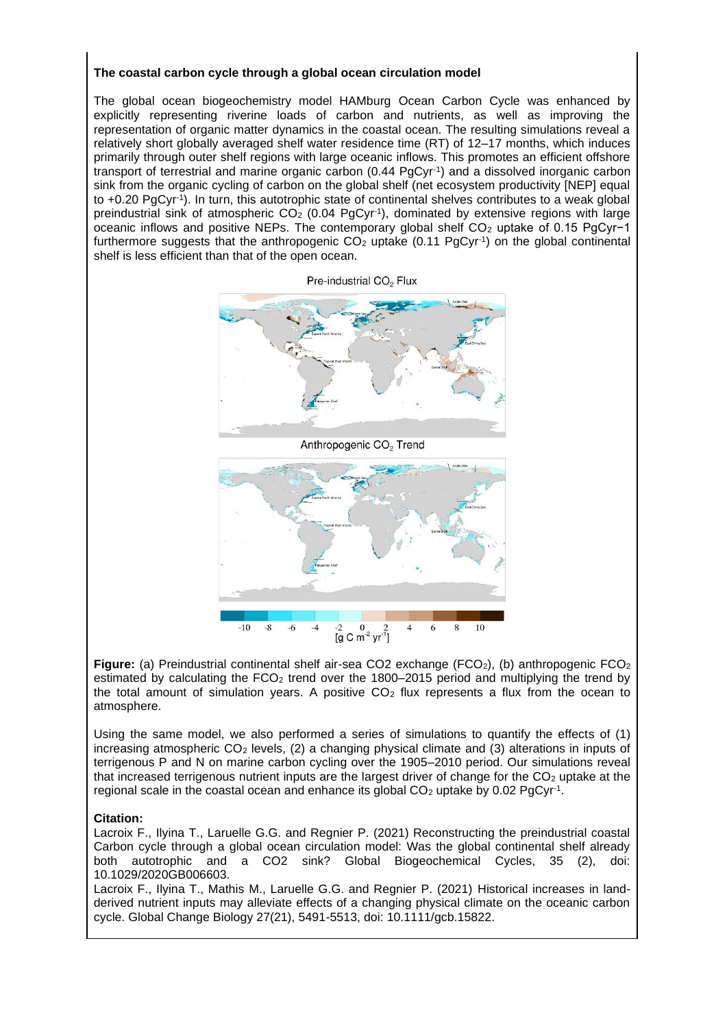**The coastal carbon cycle through a global ocean circulation model**

The global ocean biogeochemistry model HAMburg Ocean Carbon Cycle was enhanced by explicitly representing riverine loads of carbon and nutrients, as well as improving the representation of organic matter dynamics in the coastal ocean. The resulting simulations reveal a relatively short globally averaged shelf water residence time (RT) of 12–17 months, which induces primarily through outer shelf regions with large oceanic inflows. This promotes an efficient offshore transport of terrestrial and marine organic carbon (0.44 $PgCyr^{-1}$) and a dissolved inorganic carbon sink from the organic cycling of carbon on the global shelf (net ecosystem productivity [NEP] equal to +0.20 $PgCyr^{-1}$). In turn, this autotrophic state of continental shelves contributes to a weak global preindustrial sink of atmospheric $CO_2$ (0.04 $PgCyr^{-1}$), dominated by extensive regions with large oceanic inflows and positive NEPs. The contemporary global shelf $CO_2$ uptake of 0.15 $PgCyr^{-1}$ furthermore suggests that the anthropogenic $CO_2$ uptake (0.11 $PgCyr^{-1}$) on the global continental shelf is less efficient than that of the open ocean.

**Figure:** (a) Preindustrial continental shelf air-sea CO2 exchange ($FCO_2$), (b) anthropogenic $FCO_2$ estimated by calculating the $FCO_2$ trend over the 1800–2015 period and multiplying the trend by the total amount of simulation years. A positive $CO_2$ flux represents a flux from the ocean to atmosphere.

Using the same model, we also performed a series of simulations to quantify the effects of (1) increasing atmospheric $CO_2$ levels, (2) a changing physical climate and (3) alterations in inputs of terrigenous P and N on marine carbon cycling over the 1905–2010 period. Our simulations reveal that increased terrigenous nutrient inputs are the largest driver of change for the $CO_2$ uptake at the regional scale in the coastal ocean and enhance its global $CO_2$ uptake by 0.02 $PgCyr^{-1}$.

**Citation:**

Lacroix F., Ilyina T., Laruelle G.G. and Regnier P. (2021) Reconstructing the preindustrial coastal Carbon cycle through a global ocean circulation model: Was the global continental shelf already both autotrophic and a CO2 sink? Global Biogeochemical Cycles, 35 (2), doi: 10.1029/2020GB006603.

Lacroix F., Ilyina T., Mathis M., Laruelle G.G. and Regnier P. (2021) Historical increases in land-derived nutrient inputs may alleviate effects of a changing physical climate on the oceanic carbon cycle. Global Change Biology 27(21), 5491-5513, doi: 10.1111/gcb.15822.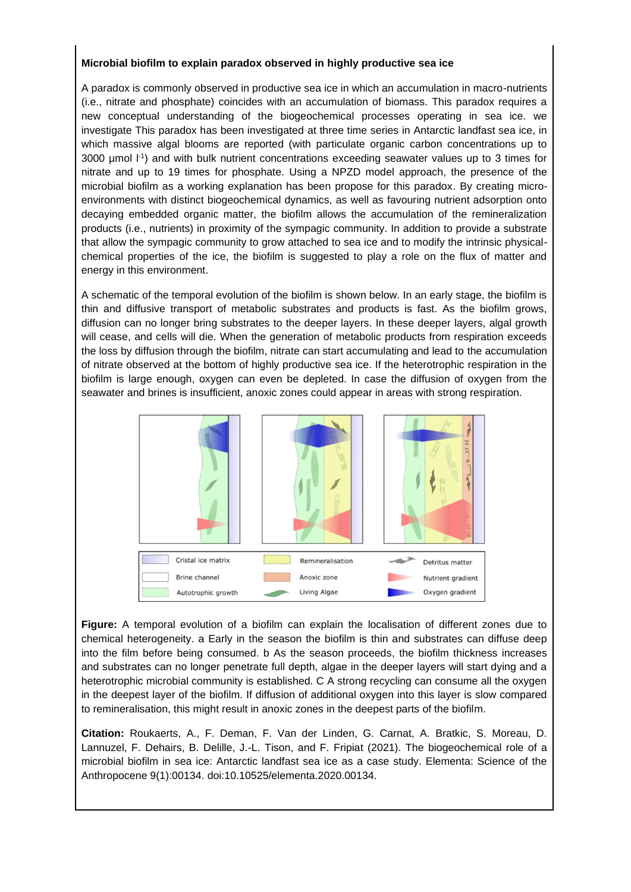**Microbial biofilm to explain paradox observed in highly productive sea ice**

A paradox is commonly observed in productive sea ice in which an accumulation in macro-nutrients (i.e., nitrate and phosphate) coincides with an accumulation of biomass. This paradox requires a new conceptual understanding of the biogeochemical processes operating in sea ice. we investigate This paradox has been investigated at three time series in Antarctic landfast sea ice, in which massive algal blooms are reported (with particulate organic carbon concentrations up to 3000 µmol $l^{-1}$) and with bulk nutrient concentrations exceeding seawater values up to 3 times for nitrate and up to 19 times for phosphate. Using a NPZD model approach, the presence of the microbial biofilm as a working explanation has been propose for this paradox. By creating micro-environments with distinct biogeochemical dynamics, as well as favouring nutrient adsorption onto decaying embedded organic matter, the biofilm allows the accumulation of the remineralization products (i.e., nutrients) in proximity of the sympagic community. In addition to provide a substrate that allow the sympagic community to grow attached to sea ice and to modify the intrinsic physical-chemical properties of the ice, the biofilm is suggested to play a role on the flux of matter and energy in this environment.

A schematic of the temporal evolution of the biofilm is shown below. In an early stage, the biofilm is thin and diffusive transport of metabolic substrates and products is fast. As the biofilm grows, diffusion can no longer bring substrates to the deeper layers. In these deeper layers, algal growth will cease, and cells will die. When the generation of metabolic products from respiration exceeds the loss by diffusion through the biofilm, nitrate can start accumulating and lead to the accumulation of nitrate observed at the bottom of highly productive sea ice. If the heterotrophic respiration in the biofilm is large enough, oxygen can even be depleted. In case the diffusion of oxygen from the seawater and brines is insufficient, anoxic zones could appear in areas with strong respiration.

**Figure:** A temporal evolution of a biofilm can explain the localisation of different zones due to chemical heterogeneity. a Early in the season the biofilm is thin and substrates can diffuse deep into the film before being consumed. b As the season proceeds, the biofilm thickness increases and substrates can no longer penetrate full depth, algae in the deeper layers will start dying and a heterotrophic microbial community is established. C A strong recycling can consume all the oxygen in the deepest layer of the biofilm. If diffusion of additional oxygen into this layer is slow compared to remineralisation, this might result in anoxic zones in the deepest parts of the biofilm.

**Citation:** Roukaerts, A., F. Deman, F. Van der Linden, G. Carnat, A. Bratkic, S. Moreau, D. Lannuzel, F. Dehairs, B. Delille, J.-L. Tison, and F. Fripiat (2021). The biogeochemical role of a microbial biofilm in sea ice: Antarctic landfast sea ice as a case study. Elementa: Science of the Anthropocene 9(1):00134. doi:10.10525/elementa.2020.00134.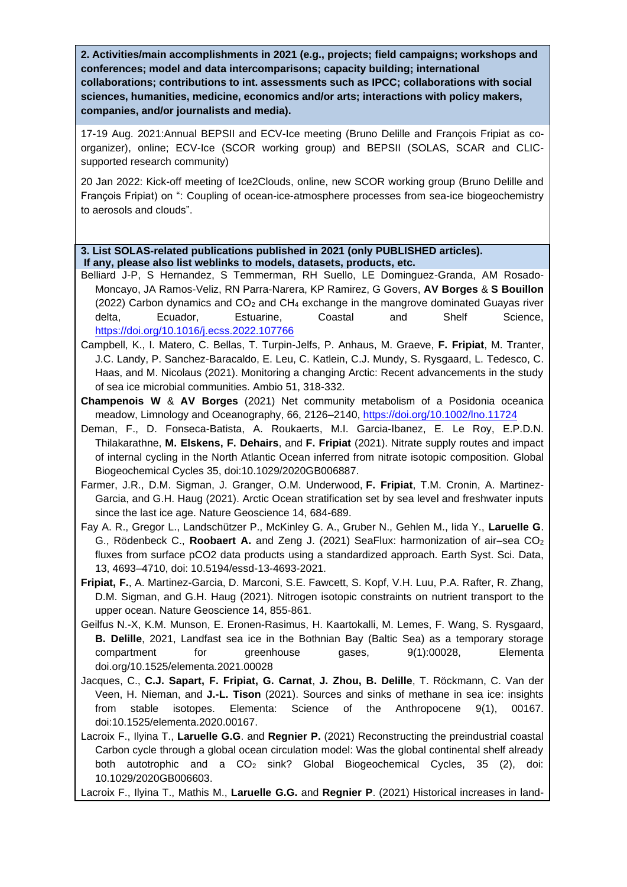**2. Activities/main accomplishments in 2021 (e.g., projects; field campaigns; workshops and conferences; model and data intercomparisons; capacity building; international collaborations; contributions to int. assessments such as IPCC; collaborations with social sciences, humanities, medicine, economics and/or arts; interactions with policy makers, companies, and/or journalists and media).**

17-19 Aug. 2021:Annual BEPSII and ECV-Ice meeting (Bruno Delille and François Fripiat as co-organizer), online; ECV-Ice (SCOR working group) and BEPSII (SOLAS, SCAR and CLIC-supported research community)

20 Jan 2022: Kick-off meeting of Ice2Clouds, online, new SCOR working group (Bruno Delille and François Fripiat) on ": Coupling of ocean-ice-atmosphere processes from sea-ice biogeochemistry to aerosols and clouds".

**3. List SOLAS-related publications published in 2021 (only PUBLISHED articles). If any, please also list weblinks to models, datasets, products, etc.**

Belliard J-P, S Hernandez, S Temmerman, RH Suello, LE Dominguez-Granda, AM Rosado-Moncayo, JA Ramos-Veliz, RN Parra-Narera, KP Ramirez, G Govers, **AV Borges** & **S Bouillon** (2022) Carbon dynamics and $CO_2$ and $CH_4$ exchange in the mangrove dominated Guayas river delta, Ecuador, Estuarine, Coastal and Shelf Science, https://doi.org/10.1016/j.ecss.2022.107766

Campbell, K., I. Matero, C. Bellas, T. Turpin-Jelfs, P. Anhaus, M. Graeve, **F. Fripiat**, M. Tranter, J.C. Landy, P. Sanchez-Baracaldo, E. Leu, C. Katlein, C.J. Mundy, S. Rysgaard, L. Tedesco, C. Haas, and M. Nicolaus (2021). Monitoring a changing Arctic: Recent advancements in the study of sea ice microbial communities. Ambio 51, 318-332.

**Champenois W** & **AV Borges** (2021) Net community metabolism of a Posidonia oceanica meadow, Limnology and Oceanography, 66, 2126–2140, https://doi.org/10.1002/lno.11724

Deman, F., D. Fonseca-Batista, A. Roukaerts, M.I. Garcia-Ibanez, E. Le Roy, E.P.D.N. Thilakarathne, **M. Elskens, F. Dehairs**, and **F. Fripiat** (2021). Nitrate supply routes and impact of internal cycling in the North Atlantic Ocean inferred from nitrate isotopic composition. Global Biogeochemical Cycles 35, doi:10.1029/2020GB006887.

Farmer, J.R., D.M. Sigman, J. Granger, O.M. Underwood, **F. Fripiat**, T.M. Cronin, A. Martinez-Garcia, and G.H. Haug (2021). Arctic Ocean stratification set by sea level and freshwater inputs since the last ice age. Nature Geoscience 14, 684-689.

Fay A. R., Gregor L., Landschützer P., McKinley G. A., Gruber N., Gehlen M., Iida Y., **Laruelle G**. G., Rödenbeck C., **Roobaert A.** and Zeng J. (2021) SeaFlux: harmonization of air–sea $CO_2$ fluxes from surface pCO2 data products using a standardized approach. Earth Syst. Sci. Data, 13, 4693–4710, doi: 10.5194/essd-13-4693-2021.

**Fripiat, F.**, A. Martinez-Garcia, D. Marconi, S.E. Fawcett, S. Kopf, V.H. Luu, P.A. Rafter, R. Zhang, D.M. Sigman, and G.H. Haug (2021). Nitrogen isotopic constraints on nutrient transport to the upper ocean. Nature Geoscience 14, 855-861.

Geilfus N.-X, K.M. Munson, E. Eronen-Rasimus, H. Kaartokalli, M. Lemes, F. Wang, S. Rysgaard, **B. Delille**, 2021, Landfast sea ice in the Bothnian Bay (Baltic Sea) as a temporary storage compartment for greenhouse gases, 9(1):00028, Elementa doi.org/10.1525/elementa.2021.00028

Jacques, C., **C.J. Sapart, F. Fripiat, G. Carnat**, **J. Zhou, B. Delille**, T. Röckmann, C. Van der Veen, H. Nieman, and **J.-L. Tison** (2021). Sources and sinks of methane in sea ice: insights from stable isotopes. Elementa: Science of the Anthropocene 9(1), 00167. doi:10.1525/elementa.2020.00167.

Lacroix F., Ilyina T., **Laruelle G.G**. and **Regnier P.** (2021) Reconstructing the preindustrial coastal Carbon cycle through a global ocean circulation model: Was the global continental shelf already both autotrophic and a $CO_2$ sink? Global Biogeochemical Cycles, 35 (2), doi: 10.1029/2020GB006603.

Lacroix F., Ilyina T., Mathis M., **Laruelle G.G.** and **Regnier P**. (2021) Historical increases in land-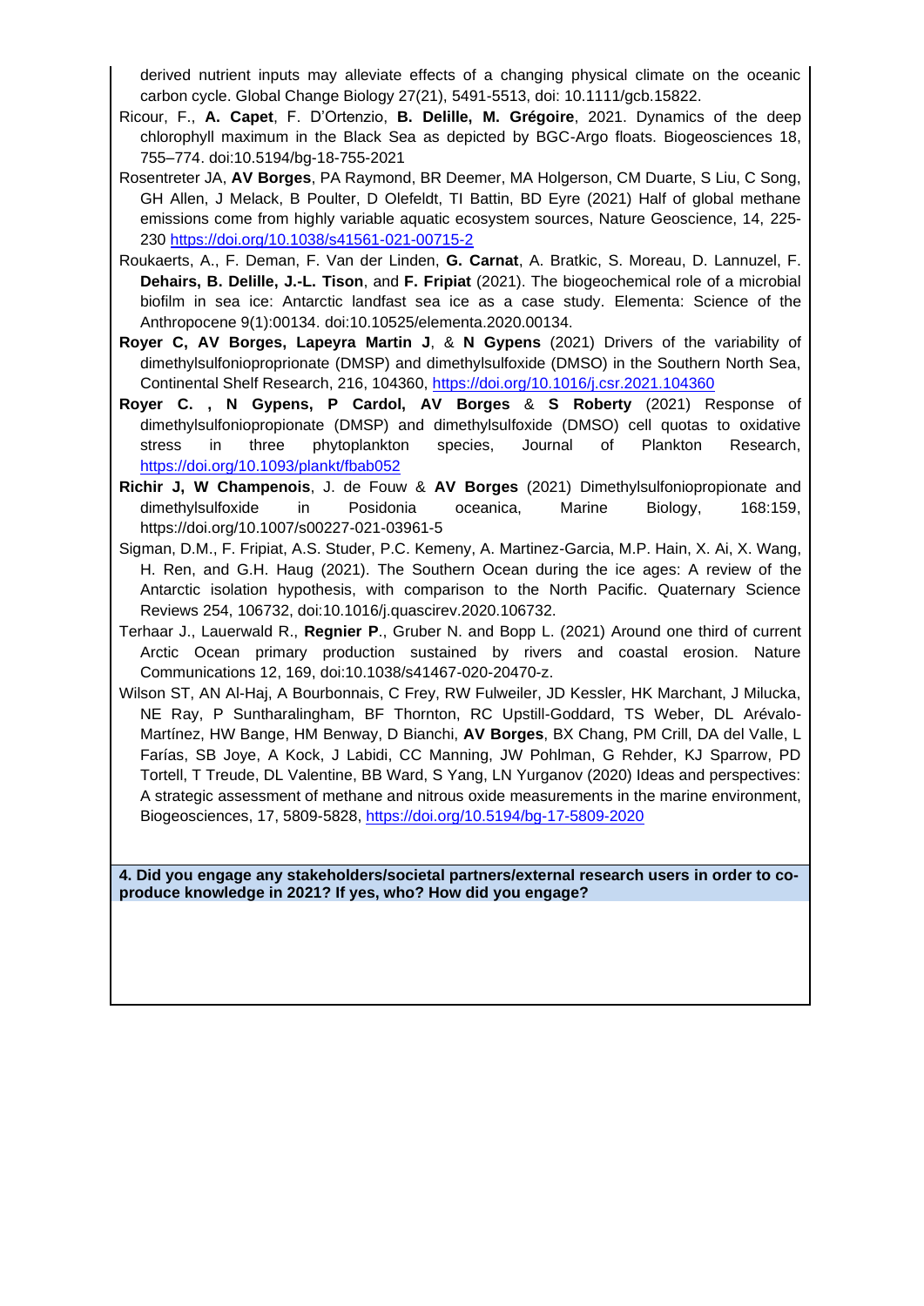derived nutrient inputs may alleviate effects of a changing physical climate on the oceanic carbon cycle. Global Change Biology 27(21), 5491-5513, doi: 10.1111/gcb.15822.

Ricour, F., **A. Capet**, F. D'Ortenzio, **B. Delille, M. Grégoire**, 2021. Dynamics of the deep chlorophyll maximum in the Black Sea as depicted by BGC-Argo floats. Biogeosciences 18, 755–774. doi:10.5194/bg-18-755-2021

Rosentreter JA, **AV Borges**, PA Raymond, BR Deemer, MA Holgerson, CM Duarte, S Liu, C Song, GH Allen, J Melack, B Poulter, D Olefeldt, TI Battin, BD Eyre (2021) Half of global methane emissions come from highly variable aquatic ecosystem sources, Nature Geoscience, 14, 225-230 https://doi.org/10.1038/s41561-021-00715-2

Roukaerts, A., F. Deman, F. Van der Linden, **G. Carnat**, A. Bratkic, S. Moreau, D. Lannuzel, F. **Dehairs, B. Delille, J.-L. Tison**, and **F. Fripiat** (2021). The biogeochemical role of a microbial biofilm in sea ice: Antarctic landfast sea ice as a case study. Elementa: Science of the Anthropocene 9(1):00134. doi:10.10525/elementa.2020.00134.

**Royer C, AV Borges, Lapeyra Martin J**, & **N Gypens** (2021) Drivers of the variability of dimethylsulfonioproprionate (DMSP) and dimethylsulfoxide (DMSO) in the Southern North Sea, Continental Shelf Research, 216, 104360, https://doi.org/10.1016/j.csr.2021.104360

**Royer C. , N Gypens, P Cardol, AV Borges** & **S Roberty** (2021) Response of dimethylsulfoniopropionate (DMSP) and dimethylsulfoxide (DMSO) cell quotas to oxidative stress in three phytoplankton species, Journal of Plankton Research, https://doi.org/10.1093/plankt/fbab052

**Richir J, W Champenois**, J. de Fouw & **AV Borges** (2021) Dimethylsulfoniopropionate and dimethylsulfoxide in Posidonia oceanica, Marine Biology, 168:159, https://doi.org/10.1007/s00227-021-03961-5

Sigman, D.M., F. Fripiat, A.S. Studer, P.C. Kemeny, A. Martinez-Garcia, M.P. Hain, X. Ai, X. Wang, H. Ren, and G.H. Haug (2021). The Southern Ocean during the ice ages: A review of the Antarctic isolation hypothesis, with comparison to the North Pacific. Quaternary Science Reviews 254, 106732, doi:10.1016/j.quascirev.2020.106732.

Terhaar J., Lauerwald R., **Regnier P**., Gruber N. and Bopp L. (2021) Around one third of current Arctic Ocean primary production sustained by rivers and coastal erosion. Nature Communications 12, 169, doi:10.1038/s41467-020-20470-z.

Wilson ST, AN Al-Haj, A Bourbonnais, C Frey, RW Fulweiler, JD Kessler, HK Marchant, J Milucka, NE Ray, P Suntharalingham, BF Thornton, RC Upstill-Goddard, TS Weber, DL Arévalo-Martínez, HW Bange, HM Benway, D Bianchi, **AV Borges**, BX Chang, PM Crill, DA del Valle, L Farías, SB Joye, A Kock, J Labidi, CC Manning, JW Pohlman, G Rehder, KJ Sparrow, PD Tortell, T Treude, DL Valentine, BB Ward, S Yang, LN Yurganov (2020) Ideas and perspectives: A strategic assessment of methane and nitrous oxide measurements in the marine environment, Biogeosciences, 17, 5809-5828, https://doi.org/10.5194/bg-17-5809-2020

**4. Did you engage any stakeholders/societal partners/external research users in order to co-produce knowledge in 2021? If yes, who? How did you engage?**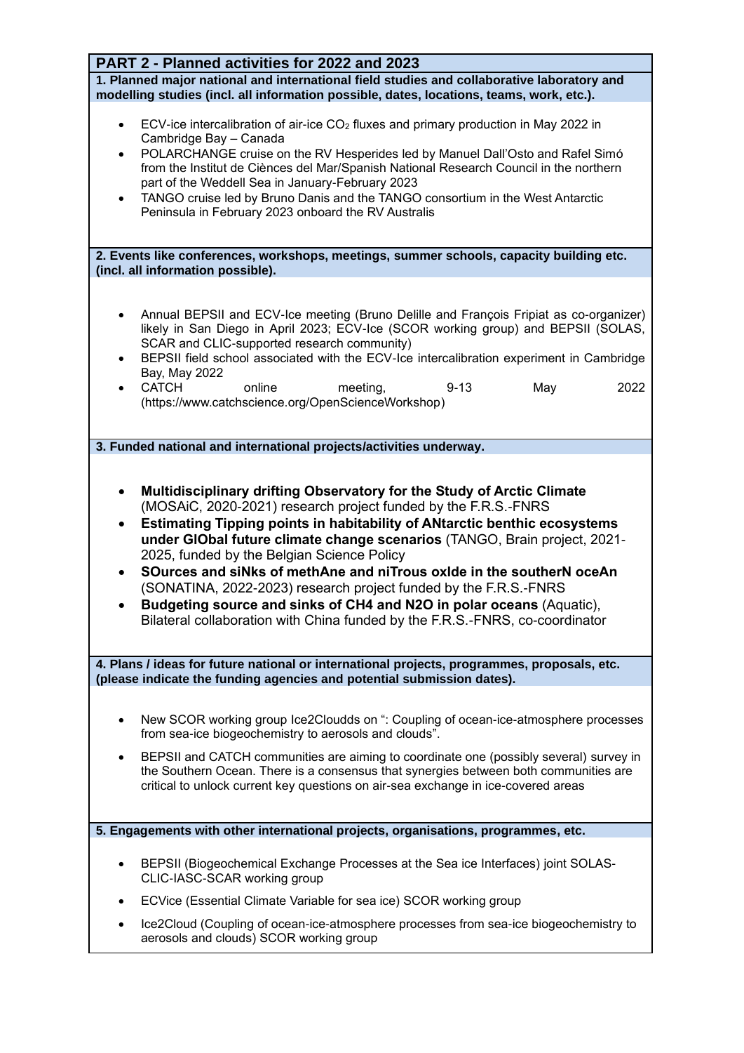## PART 2 - Planned activities for 2022 and 2023

**1. Planned major national and international field studies and collaborative laboratory and modelling studies (incl. all information possible, dates, locations, teams, work, etc.).**

- ECV-ice intercalibration of air-ice $CO_2$ fluxes and primary production in May 2022 in Cambridge Bay – Canada
- POLARCHANGE cruise on the RV Hesperides led by Manuel Dall'Osto and Rafel Simó from the Institut de Ciènces del Mar/Spanish National Research Council in the northern part of the Weddell Sea in January-February 2023
- TANGO cruise led by Bruno Danis and the TANGO consortium in the West Antarctic Peninsula in February 2023 onboard the RV Australis

**2. Events like conferences, workshops, meetings, summer schools, capacity building etc. (incl. all information possible).**

- Annual BEPSII and ECV-Ice meeting (Bruno Delille and François Fripiat as co-organizer) likely in San Diego in April 2023; ECV-Ice (SCOR working group) and BEPSII (SOLAS, SCAR and CLIC-supported research community)
- BEPSII field school associated with the ECV-Ice intercalibration experiment in Cambridge Bay, May 2022
- CATCH online meeting, 9-13 May 2022 (https://www.catchscience.org/OpenScienceWorkshop)

**3. Funded national and international projects/activities underway.**

- **Multidisciplinary drifting Observatory for the Study of Arctic Climate** (MOSAiC, 2020-2021) research project funded by the F.R.S.-FNRS
- **Estimating Tipping points in habitability of ANtarctic benthic ecosystems under GlObal future climate change scenarios** (TANGO, Brain project, 2021-2025, funded by the Belgian Science Policy
- **SOurces and siNks of methAne and niTrous oxIde in the southerN oceAn** (SONATINA, 2022-2023) research project funded by the F.R.S.-FNRS
- **Budgeting source and sinks of CH4 and N2O in polar oceans** (Aquatic), Bilateral collaboration with China funded by the F.R.S.-FNRS, co-coordinator

**4. Plans / ideas for future national or international projects, programmes, proposals, etc. (please indicate the funding agencies and potential submission dates).**

- New SCOR working group Ice2Cloudds on ": Coupling of ocean-ice-atmosphere processes from sea-ice biogeochemistry to aerosols and clouds".
- BEPSII and CATCH communities are aiming to coordinate one (possibly several) survey in the Southern Ocean. There is a consensus that synergies between both communities are critical to unlock current key questions on air-sea exchange in ice-covered areas

**5. Engagements with other international projects, organisations, programmes, etc.**

- BEPSII (Biogeochemical Exchange Processes at the Sea ice Interfaces) joint SOLAS-CLIC-IASC-SCAR working group
- ECVice (Essential Climate Variable for sea ice) SCOR working group
- Ice2Cloud (Coupling of ocean-ice-atmosphere processes from sea-ice biogeochemistry to aerosols and clouds) SCOR working group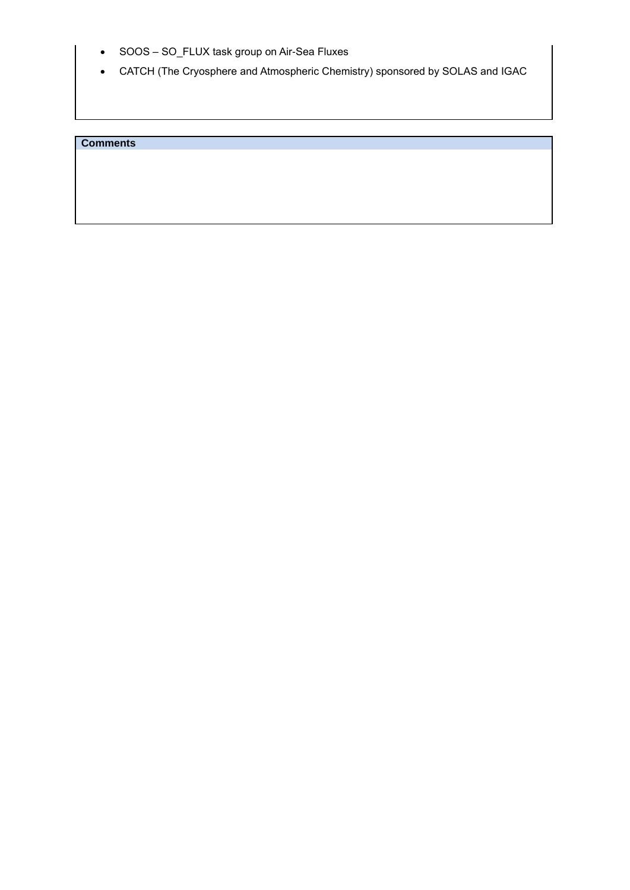- SOOS – SO_FLUX task group on Air-Sea Fluxes
- CATCH (The Cryosphere and Atmospheric Chemistry) sponsored by SOLAS and IGAC

| **Comments** |
| --- |
| |